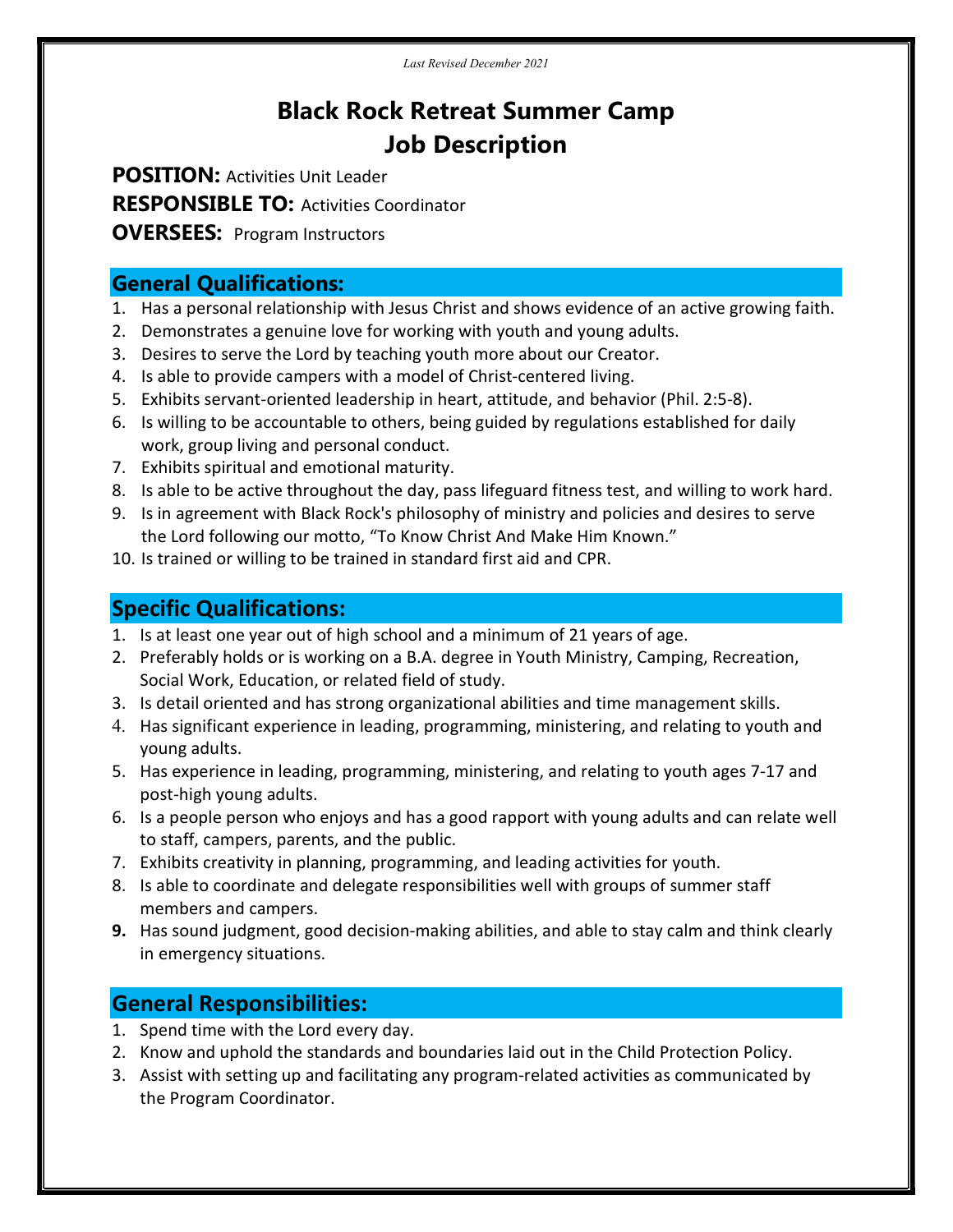*Last Revised December 2021*

# Black Rock Retreat Summer Camp
# Job Description

**POSITION:** Activities Unit Leader
**RESPONSIBLE TO:** Activities Coordinator
**OVERSEES:** Program Instructors

## General Qualifications:

1. Has a personal relationship with Jesus Christ and shows evidence of an active growing faith.
2. Demonstrates a genuine love for working with youth and young adults.
3. Desires to serve the Lord by teaching youth more about our Creator.
4. Is able to provide campers with a model of Christ-centered living.
5. Exhibits servant-oriented leadership in heart, attitude, and behavior (Phil. 2:5-8).
6. Is willing to be accountable to others, being guided by regulations established for daily work, group living and personal conduct.
7. Exhibits spiritual and emotional maturity.
8. Is able to be active throughout the day, pass lifeguard fitness test, and willing to work hard.
9. Is in agreement with Black Rock's philosophy of ministry and policies and desires to serve the Lord following our motto, "To Know Christ And Make Him Known."
10. Is trained or willing to be trained in standard first aid and CPR.

## Specific Qualifications:

1. Is at least one year out of high school and a minimum of 21 years of age.
2. Preferably holds or is working on a B.A. degree in Youth Ministry, Camping, Recreation, Social Work, Education, or related field of study.
3. Is detail oriented and has strong organizational abilities and time management skills.
4. Has significant experience in leading, programming, ministering, and relating to youth and young adults.
5. Has experience in leading, programming, ministering, and relating to youth ages 7-17 and post-high young adults.
6. Is a people person who enjoys and has a good rapport with young adults and can relate well to staff, campers, parents, and the public.
7. Exhibits creativity in planning, programming, and leading activities for youth.
8. Is able to coordinate and delegate responsibilities well with groups of summer staff members and campers.
9. Has sound judgment, good decision-making abilities, and able to stay calm and think clearly in emergency situations.

## General Responsibilities:

1. Spend time with the Lord every day.
2. Know and uphold the standards and boundaries laid out in the Child Protection Policy.
3. Assist with setting up and facilitating any program-related activities as communicated by the Program Coordinator.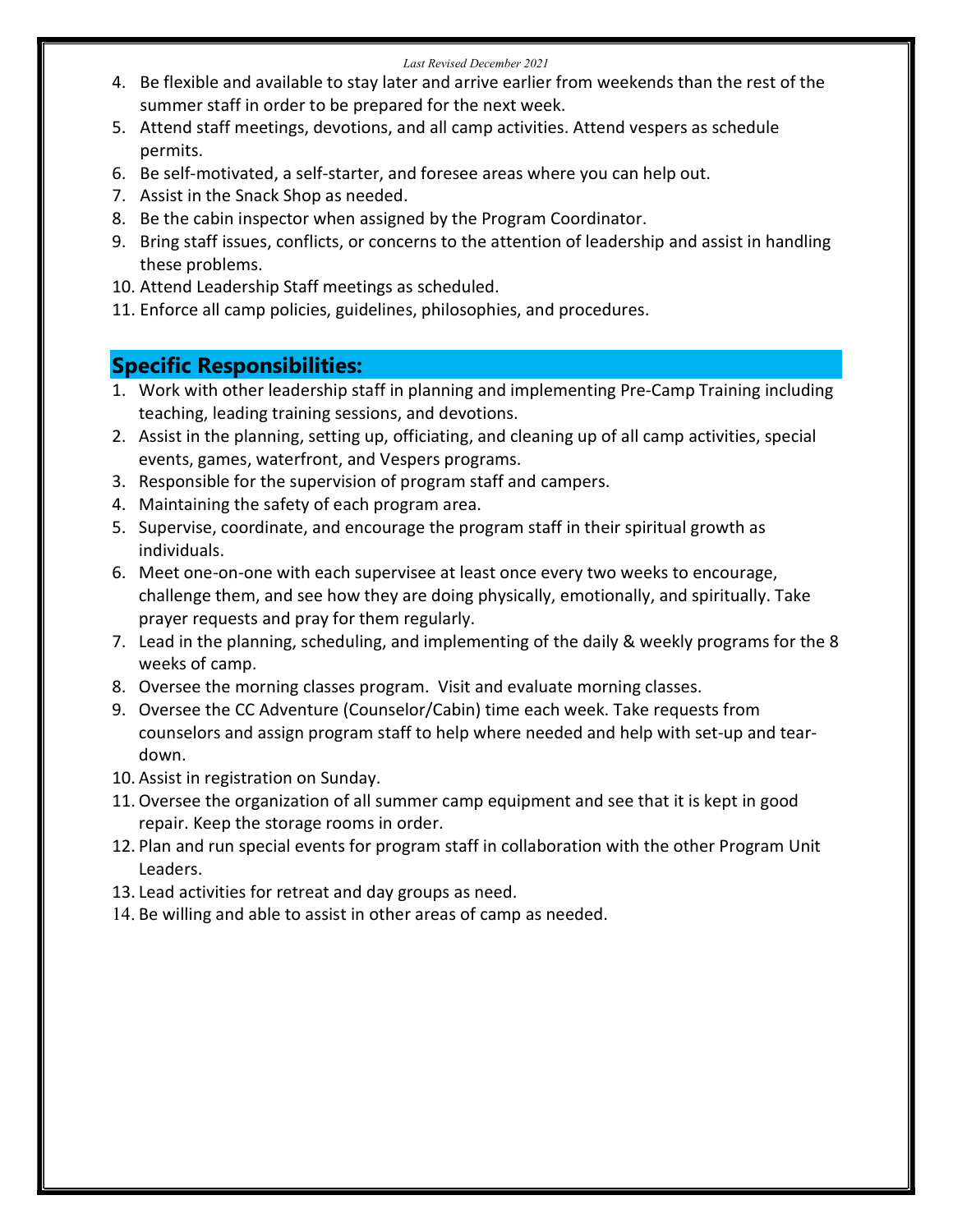4. Be flexible and available to stay later and arrive earlier from weekends than the rest of the summer staff in order to be prepared for the next week.
5. Attend staff meetings, devotions, and all camp activities. Attend vespers as schedule permits.
6. Be self-motivated, a self-starter, and foresee areas where you can help out.
7. Assist in the Snack Shop as needed.
8. Be the cabin inspector when assigned by the Program Coordinator.
9. Bring staff issues, conflicts, or concerns to the attention of leadership and assist in handling these problems.
10. Attend Leadership Staff meetings as scheduled.
11. Enforce all camp policies, guidelines, philosophies, and procedures.

## Specific Responsibilities:

1. Work with other leadership staff in planning and implementing Pre-Camp Training including teaching, leading training sessions, and devotions.
2. Assist in the planning, setting up, officiating, and cleaning up of all camp activities, special events, games, waterfront, and Vespers programs.
3. Responsible for the supervision of program staff and campers.
4. Maintaining the safety of each program area.
5. Supervise, coordinate, and encourage the program staff in their spiritual growth as individuals.
6. Meet one-on-one with each supervisee at least once every two weeks to encourage, challenge them, and see how they are doing physically, emotionally, and spiritually. Take prayer requests and pray for them regularly.
7. Lead in the planning, scheduling, and implementing of the daily & weekly programs for the 8 weeks of camp.
8. Oversee the morning classes program. Visit and evaluate morning classes.
9. Oversee the CC Adventure (Counselor/Cabin) time each week. Take requests from counselors and assign program staff to help where needed and help with set-up and tear-down.
10. Assist in registration on Sunday.
11. Oversee the organization of all summer camp equipment and see that it is kept in good repair. Keep the storage rooms in order.
12. Plan and run special events for program staff in collaboration with the other Program Unit Leaders.
13. Lead activities for retreat and day groups as need.
14. Be willing and able to assist in other areas of camp as needed.